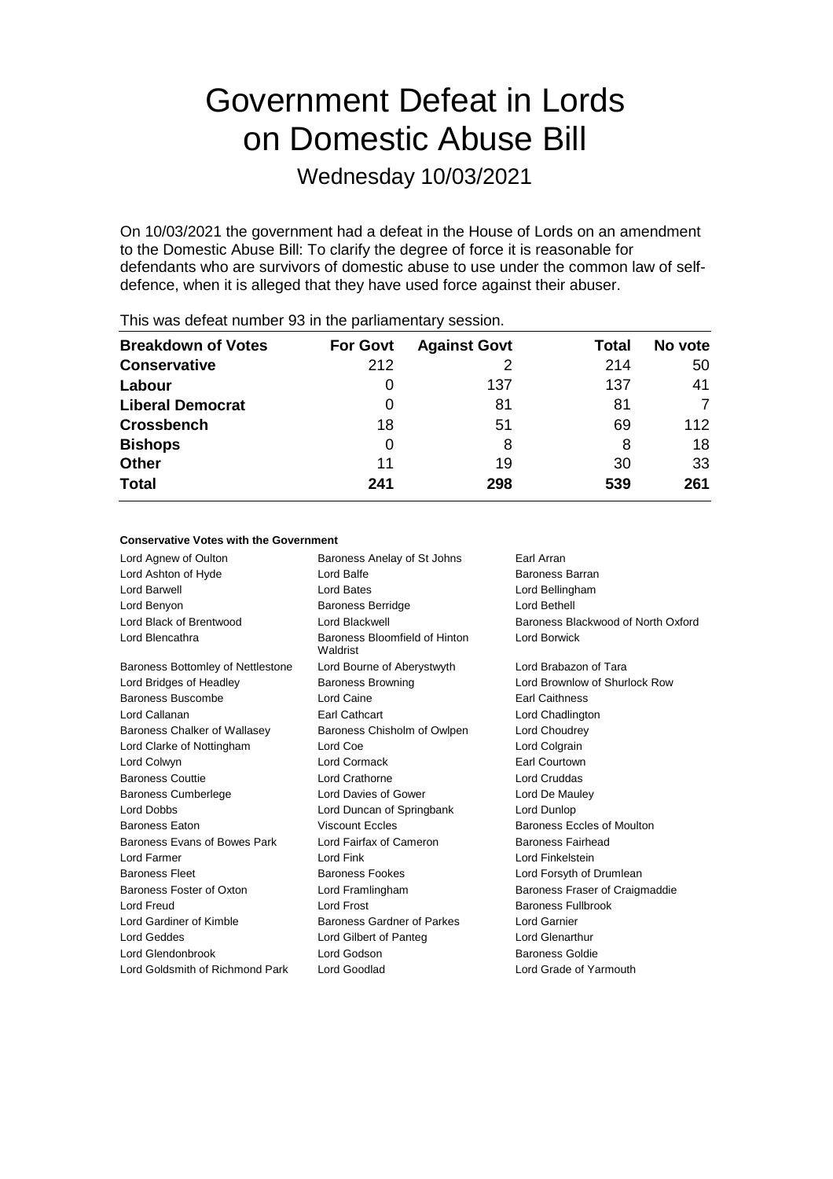# Government Defeat in Lords on Domestic Abuse Bill

Wednesday 10/03/2021

On 10/03/2021 the government had a defeat in the House of Lords on an amendment to the Domestic Abuse Bill: To clarify the degree of force it is reasonable for defendants who are survivors of domestic abuse to use under the common law of self-defence, when it is alleged that they have used force against their abuser.

This was defeat number 93 in the parliamentary session.

| Breakdown of Votes | For Govt | Against Govt | Total | No vote |
|---|---|---|---|---|
| **Conservative** | 212 | 2 | 214 | 50 |
| **Labour** | 0 | 137 | 137 | 41 |
| **Liberal Democrat** | 0 | 81 | 81 | 7 |
| **Crossbench** | 18 | 51 | 69 | 112 |
| **Bishops** | 0 | 8 | 8 | 18 |
| **Other** | 11 | 19 | 30 | 33 |
| **Total** | **241** | **298** | **539** | **261** |

#### Conservative Votes with the Government

| | | |
|---|---|---|
| Lord Agnew of Oulton | Baroness Anelay of St Johns | Earl Arran |
| Lord Ashton of Hyde | Lord Balfe | Baroness Barran |
| Lord Barwell | Lord Bates | Lord Bellingham |
| Lord Benyon | Baroness Berridge | Lord Bethell |
| Lord Black of Brentwood | Lord Blackwell | Baroness Blackwood of North Oxford |
| Lord Blencathra | Baroness Bloomfield of Hinton Waldrist | Lord Borwick |
| Baroness Bottomley of Nettlestone | Lord Bourne of Aberystwyth | Lord Brabazon of Tara |
| Lord Bridges of Headley | Baroness Browning | Lord Brownlow of Shurlock Row |
| Baroness Buscombe | Lord Caine | Earl Caithness |
| Lord Callanan | Earl Cathcart | Lord Chadlington |
| Baroness Chalker of Wallasey | Baroness Chisholm of Owlpen | Lord Choudrey |
| Lord Clarke of Nottingham | Lord Coe | Lord Colgrain |
| Lord Colwyn | Lord Cormack | Earl Courtown |
| Baroness Couttie | Lord Crathorne | Lord Cruddas |
| Baroness Cumberlege | Lord Davies of Gower | Lord De Mauley |
| Lord Dobbs | Lord Duncan of Springbank | Lord Dunlop |
| Baroness Eaton | Viscount Eccles | Baroness Eccles of Moulton |
| Baroness Evans of Bowes Park | Lord Fairfax of Cameron | Baroness Fairhead |
| Lord Farmer | Lord Fink | Lord Finkelstein |
| Baroness Fleet | Baroness Fookes | Lord Forsyth of Drumlean |
| Baroness Foster of Oxton | Lord Framlingham | Baroness Fraser of Craigmaddie |
| Lord Freud | Lord Frost | Baroness Fullbrook |
| Lord Gardiner of Kimble | Baroness Gardner of Parkes | Lord Garnier |
| Lord Geddes | Lord Gilbert of Panteg | Lord Glenarthur |
| Lord Glendonbrook | Lord Godson | Baroness Goldie |
| Lord Goldsmith of Richmond Park | Lord Goodlad | Lord Grade of Yarmouth |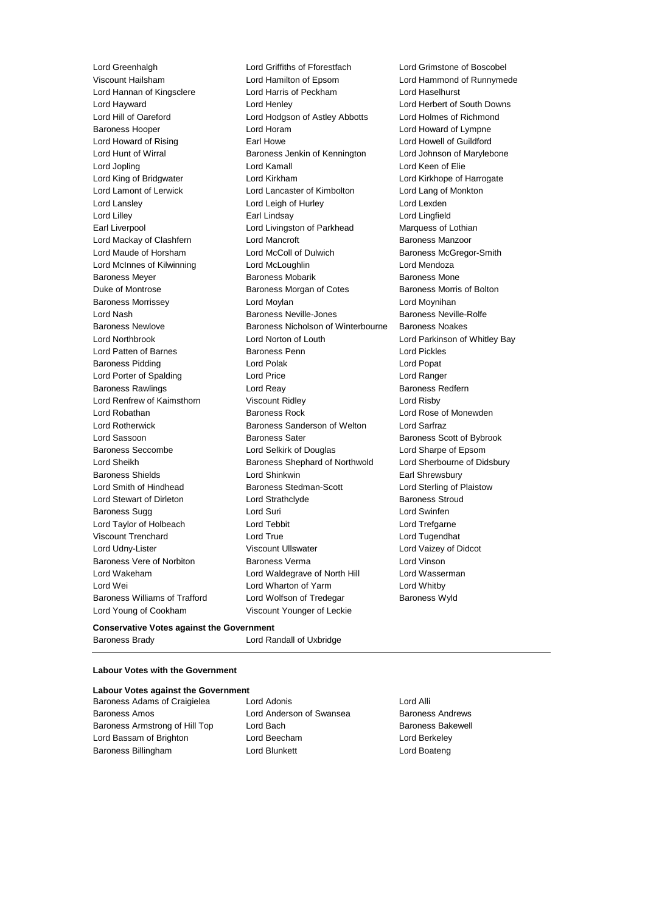Lord Greenhalgh
Lord Griffiths of Fforestfach
Lord Grimstone of Boscobel
Viscount Hailsham
Lord Hamilton of Epsom
Lord Hammond of Runnymede
Lord Hannan of Kingsclere
Lord Harris of Peckham
Lord Haselhurst
Lord Hayward
Lord Henley
Lord Herbert of South Downs
Lord Hill of Oareford
Lord Hodgson of Astley Abbotts
Lord Holmes of Richmond
Baroness Hooper
Lord Horam
Lord Howard of Lympne
Lord Howard of Rising
Earl Howe
Lord Howell of Guildford
Lord Hunt of Wirral
Baroness Jenkin of Kennington
Lord Johnson of Marylebone
Lord Jopling
Lord Kamall
Lord Keen of Elie
Lord King of Bridgwater
Lord Kirkham
Lord Kirkhope of Harrogate
Lord Lamont of Lerwick
Lord Lancaster of Kimbolton
Lord Lang of Monkton
Lord Lansley
Lord Leigh of Hurley
Lord Lexden
Lord Lilley
Earl Lindsay
Lord Lingfield
Earl Liverpool
Lord Livingston of Parkhead
Marquess of Lothian
Lord Mackay of Clashfern
Lord Mancroft
Baroness Manzoor
Lord Maude of Horsham
Lord McColl of Dulwich
Baroness McGregor-Smith
Lord McInnes of Kilwinning
Lord McLoughlin
Lord Mendoza
Baroness Meyer
Baroness Mobarik
Baroness Mone
Duke of Montrose
Baroness Morgan of Cotes
Baroness Morris of Bolton
Baroness Morrissey
Lord Moylan
Lord Moynihan
Lord Nash
Baroness Neville-Jones
Baroness Neville-Rolfe
Baroness Newlove
Baroness Nicholson of Winterbourne
Baroness Noakes
Lord Northbrook
Lord Norton of Louth
Lord Parkinson of Whitley Bay
Lord Patten of Barnes
Baroness Penn
Lord Pickles
Baroness Pidding
Lord Polak
Lord Popat
Lord Porter of Spalding
Lord Price
Lord Ranger
Baroness Rawlings
Lord Reay
Baroness Redfern
Lord Renfrew of Kaimsthorn
Viscount Ridley
Lord Risby
Lord Robathan
Baroness Rock
Lord Rose of Monewden
Lord Rotherwick
Baroness Sanderson of Welton
Lord Sarfraz
Lord Sassoon
Baroness Sater
Baroness Scott of Bybrook
Baroness Seccombe
Lord Selkirk of Douglas
Lord Sharpe of Epsom
Lord Sheikh
Baroness Shephard of Northwold
Lord Sherbourne of Didsbury
Baroness Shields
Lord Shinkwin
Earl Shrewsbury
Lord Smith of Hindhead
Baroness Stedman-Scott
Lord Sterling of Plaistow
Lord Stewart of Dirleton
Lord Strathclyde
Baroness Stroud
Baroness Sugg
Lord Suri
Lord Swinfen
Lord Taylor of Holbeach
Lord Tebbit
Lord Trefgarne
Viscount Trenchard
Lord True
Lord Tugendhat
Lord Udny-Lister
Viscount Ullswater
Lord Vaizey of Didcot
Baroness Vere of Norbiton
Baroness Verma
Lord Vinson
Lord Wakeham
Lord Waldegrave of North Hill
Lord Wasserman
Lord Wei
Lord Wharton of Yarm
Lord Whitby
Baroness Williams of Trafford
Lord Wolfson of Tredegar
Baroness Wyld
Lord Young of Cookham
Viscount Younger of Leckie

**Conservative Votes against the Government**

Baroness Brady
Lord Randall of Uxbridge

**Labour Votes with the Government**

**Labour Votes against the Government**

Baroness Adams of Craigielea
Lord Adonis
Lord Alli
Baroness Amos
Lord Anderson of Swansea
Baroness Andrews
Baroness Armstrong of Hill Top
Lord Bach
Baroness Bakewell
Lord Bassam of Brighton
Lord Beecham
Lord Berkeley
Baroness Billingham
Lord Blunkett
Lord Boateng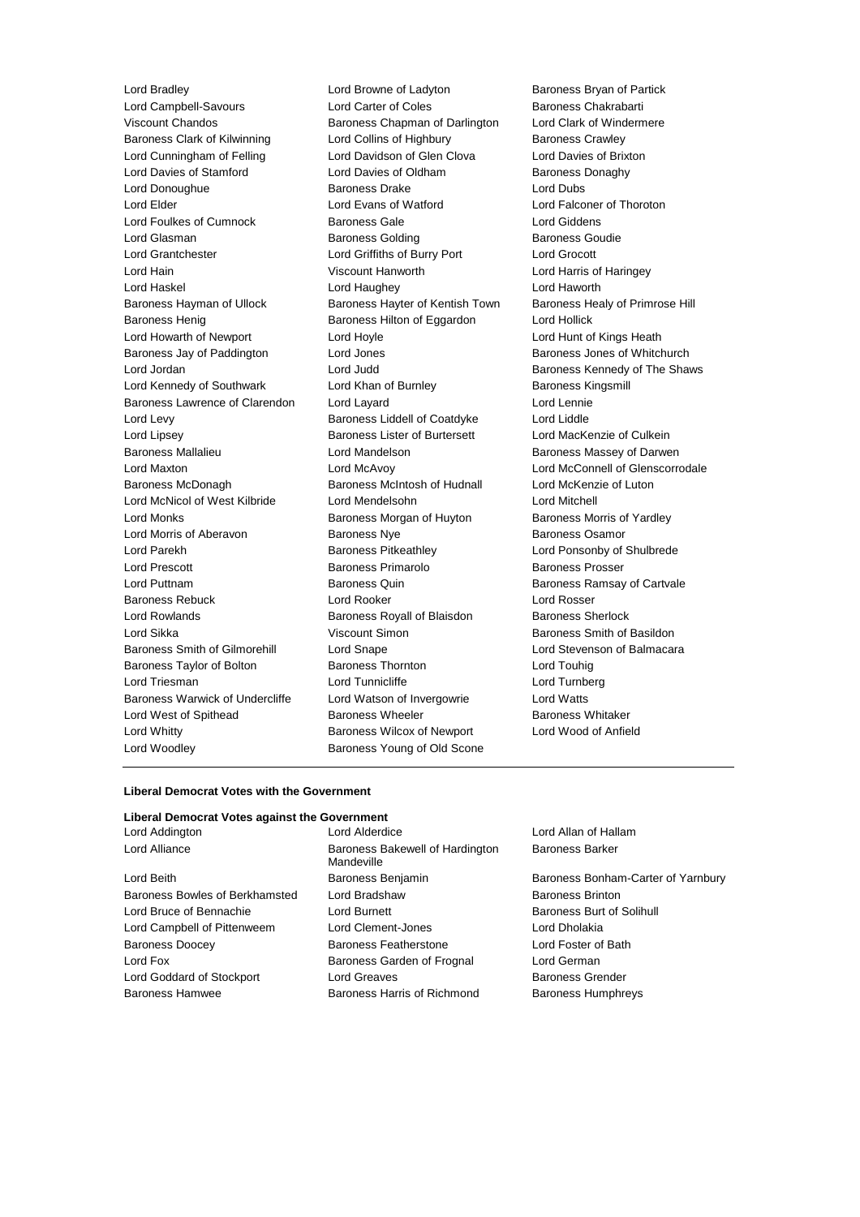Lord Bradley
Lord Browne of Ladyton
Baroness Bryan of Partick
Lord Campbell-Savours
Lord Carter of Coles
Baroness Chakrabarti
Viscount Chandos
Baroness Chapman of Darlington
Lord Clark of Windermere
Baroness Clark of Kilwinning
Lord Collins of Highbury
Baroness Crawley
Lord Cunningham of Felling
Lord Davidson of Glen Clova
Lord Davies of Brixton
Lord Davies of Stamford
Lord Davies of Oldham
Baroness Donaghy
Lord Donoughue
Baroness Drake
Lord Dubs
Lord Elder
Lord Evans of Watford
Lord Falconer of Thoroton
Lord Foulkes of Cumnock
Baroness Gale
Lord Giddens
Lord Glasman
Baroness Golding
Baroness Goudie
Lord Grantchester
Lord Griffiths of Burry Port
Lord Grocott
Lord Hain
Viscount Hanworth
Lord Harris of Haringey
Lord Haskel
Lord Haughey
Lord Haworth
Baroness Hayman of Ullock
Baroness Hayter of Kentish Town
Baroness Healy of Primrose Hill
Baroness Henig
Baroness Hilton of Eggardon
Lord Hollick
Lord Howarth of Newport
Lord Hoyle
Lord Hunt of Kings Heath
Baroness Jay of Paddington
Lord Jones
Baroness Jones of Whitchurch
Lord Jordan
Lord Judd
Baroness Kennedy of The Shaws
Lord Kennedy of Southwark
Lord Khan of Burnley
Baroness Kingsmill
Baroness Lawrence of Clarendon
Lord Layard
Lord Lennie
Lord Levy
Baroness Liddell of Coatdyke
Lord Liddle
Lord Lipsey
Baroness Lister of Burtersett
Lord MacKenzie of Culkein
Baroness Mallalieu
Lord Mandelson
Baroness Massey of Darwen
Lord Maxton
Lord McAvoy
Lord McConnell of Glenscorrodale
Baroness McDonagh
Baroness McIntosh of Hudnall
Lord McKenzie of Luton
Lord McNicol of West Kilbride
Lord Mendelsohn
Lord Mitchell
Lord Monks
Baroness Morgan of Huyton
Baroness Morris of Yardley
Lord Morris of Aberavon
Baroness Nye
Baroness Osamor
Lord Parekh
Baroness Pitkeathley
Lord Ponsonby of Shulbrede
Lord Prescott
Baroness Primarolo
Baroness Prosser
Lord Puttnam
Baroness Quin
Baroness Ramsay of Cartvale
Baroness Rebuck
Lord Rooker
Lord Rosser
Lord Rowlands
Baroness Royall of Blaisdon
Baroness Sherlock
Lord Sikka
Viscount Simon
Baroness Smith of Basildon
Baroness Smith of Gilmorehill
Lord Snape
Lord Stevenson of Balmacara
Baroness Taylor of Bolton
Baroness Thornton
Lord Touhig
Lord Triesman
Lord Tunnicliffe
Lord Turnberg
Baroness Warwick of Undercliffe
Lord Watson of Invergowrie
Lord Watts
Lord West of Spithead
Baroness Wheeler
Baroness Whitaker
Lord Whitty
Baroness Wilcox of Newport
Lord Wood of Anfield
Lord Woodley
Baroness Young of Old Scone

---

**Liberal Democrat Votes with the Government**

**Liberal Democrat Votes against the Government**

Lord Addington
Lord Alderdice
Lord Allan of Hallam
Lord Alliance
Baroness Bakewell of Hardington Mandeville
Baroness Barker
Lord Beith
Baroness Benjamin
Baroness Bonham-Carter of Yarnbury
Baroness Bowles of Berkhamsted
Lord Bradshaw
Baroness Brinton
Lord Bruce of Bennachie
Lord Burnett
Baroness Burt of Solihull
Lord Campbell of Pittenweem
Lord Clement-Jones
Lord Dholakia
Baroness Doocey
Baroness Featherstone
Lord Foster of Bath
Lord Fox
Baroness Garden of Frognal
Lord German
Lord Goddard of Stockport
Lord Greaves
Baroness Grender
Baroness Hamwee
Baroness Harris of Richmond
Baroness Humphreys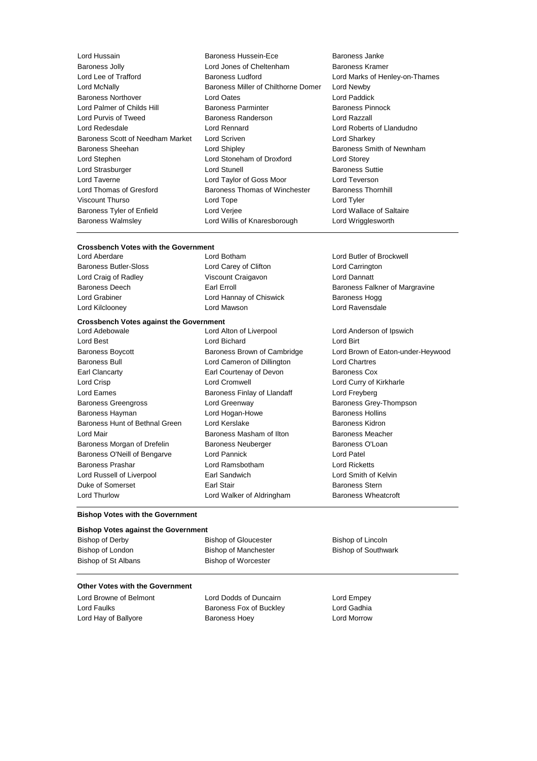Lord Hussain
Baroness Hussein-Ece
Baroness Janke
Baroness Jolly
Lord Jones of Cheltenham
Baroness Kramer
Lord Lee of Trafford
Baroness Ludford
Lord Marks of Henley-on-Thames
Lord McNally
Baroness Miller of Chilthorne Domer
Lord Newby
Baroness Northover
Lord Oates
Lord Paddick
Lord Palmer of Childs Hill
Baroness Parminter
Baroness Pinnock
Lord Purvis of Tweed
Baroness Randerson
Lord Razzall
Lord Redesdale
Lord Rennard
Lord Roberts of Llandudno
Baroness Scott of Needham Market
Lord Scriven
Lord Sharkey
Baroness Sheehan
Lord Shipley
Baroness Smith of Newnham
Lord Stephen
Lord Stoneham of Droxford
Lord Storey
Lord Strasburger
Lord Stunell
Baroness Suttie
Lord Taverne
Lord Taylor of Goss Moor
Lord Teverson
Lord Thomas of Gresford
Baroness Thomas of Winchester
Baroness Thornhill
Viscount Thurso
Lord Tope
Lord Tyler
Baroness Tyler of Enfield
Lord Verjee
Lord Wallace of Saltaire
Baroness Walmsley
Lord Willis of Knaresborough
Lord Wrigglesworth

**Crossbench Votes with the Government**

Lord Aberdare
Lord Botham
Lord Butler of Brockwell
Baroness Butler-Sloss
Lord Carey of Clifton
Lord Carrington
Lord Craig of Radley
Viscount Craigavon
Lord Dannatt
Baroness Deech
Earl Erroll
Baroness Falkner of Margravine
Lord Grabiner
Lord Hannay of Chiswick
Baroness Hogg
Lord Kilclooney
Lord Mawson
Lord Ravensdale

**Crossbench Votes against the Government**

Lord Adebowale
Lord Alton of Liverpool
Lord Anderson of Ipswich
Lord Best
Lord Bichard
Lord Birt
Baroness Boycott
Baroness Brown of Cambridge
Lord Brown of Eaton-under-Heywood
Baroness Bull
Lord Cameron of Dillington
Lord Chartres
Earl Clancarty
Earl Courtenay of Devon
Baroness Cox
Lord Crisp
Lord Cromwell
Lord Curry of Kirkharle
Lord Eames
Baroness Finlay of Llandaff
Lord Freyberg
Baroness Greengross
Lord Greenway
Baroness Grey-Thompson
Baroness Hayman
Lord Hogan-Howe
Baroness Hollins
Baroness Hunt of Bethnal Green
Lord Kerslake
Baroness Kidron
Lord Mair
Baroness Masham of Ilton
Baroness Meacher
Baroness Morgan of Drefelin
Baroness Neuberger
Baroness O'Loan
Baroness O'Neill of Bengarve
Lord Pannick
Lord Patel
Baroness Prashar
Lord Ramsbotham
Lord Ricketts
Lord Russell of Liverpool
Earl Sandwich
Lord Smith of Kelvin
Duke of Somerset
Earl Stair
Baroness Stern
Lord Thurlow
Lord Walker of Aldringham
Baroness Wheatcroft

**Bishop Votes with the Government**

**Bishop Votes against the Government**

Bishop of Derby
Bishop of Gloucester
Bishop of Lincoln
Bishop of London
Bishop of Manchester
Bishop of Southwark
Bishop of St Albans
Bishop of Worcester

**Other Votes with the Government**

Lord Browne of Belmont
Lord Dodds of Duncairn
Lord Empey
Lord Faulks
Baroness Fox of Buckley
Lord Gadhia
Lord Hay of Ballyore
Baroness Hoey
Lord Morrow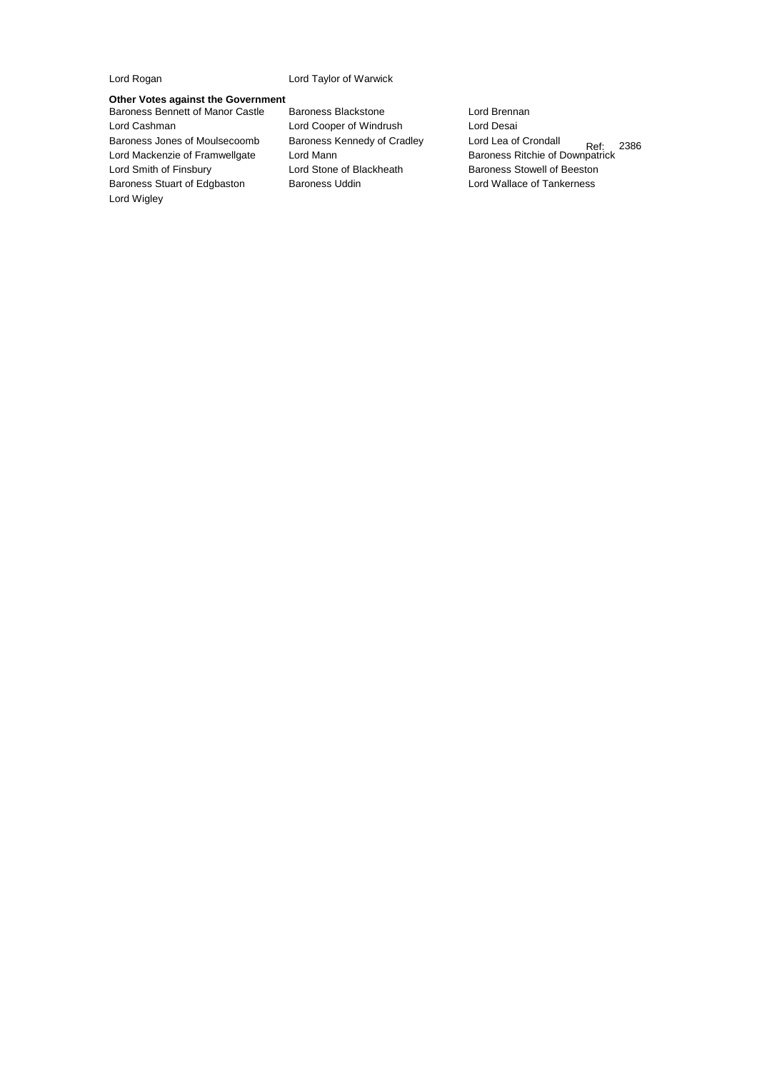Lord Rogan
Lord Taylor of Warwick

**Other Votes against the Government**

Baroness Bennett of Manor Castle
Baroness Blackstone
Lord Brennan
Lord Cashman
Lord Cooper of Windrush
Lord Desai
Baroness Jones of Moulsecoomb
Baroness Kennedy of Cradley
Lord Lea of Crondall
Lord Mackenzie of Framwellgate
Lord Mann
Baroness Ritchie of Downpatrick
Lord Smith of Finsbury
Lord Stone of Blackheath
Baroness Stowell of Beeston
Baroness Stuart of Edgbaston
Baroness Uddin
Lord Wallace of Tankerness
Lord Wigley

Ref: 2386